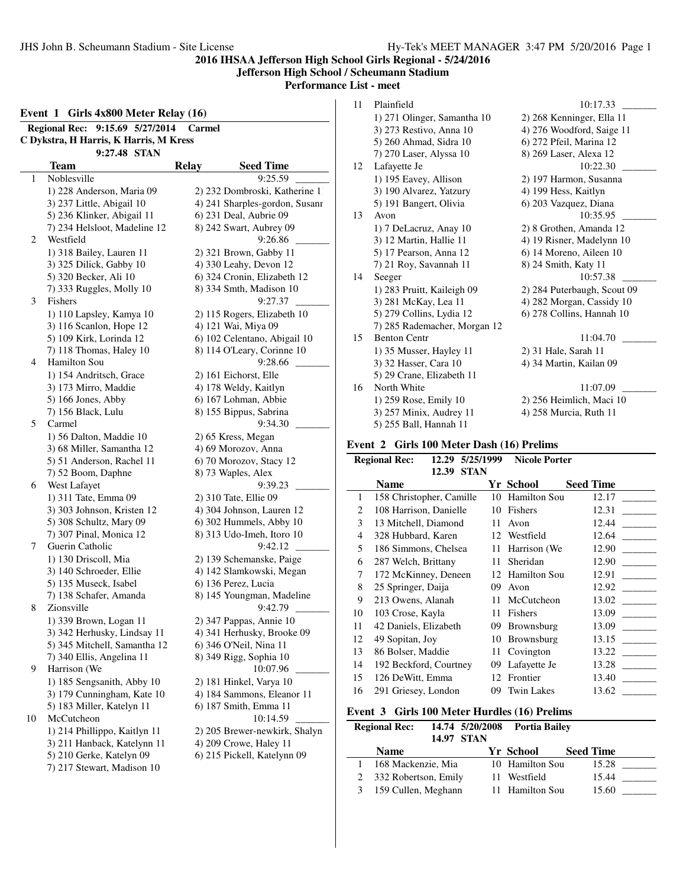# 2016 IHSAA Jefferson High School Girls Regional - 5/24/2016

## Jefferson High School / Scheumann Stadium

### Performance List - meet

### Event 1 Girls 4x800 Meter Relay (16)

**Regional Rec: 9:15.69 5/27/2014 Carmel**
**C Dykstra, H Harris, K Harris, M Kress**
**9:27.48 STAN**

| | Team | Relay | Seed Time |
|---|---|---|---|
| 1 | Noblesville | | 9:25.59 _______ |
| | 1) 228 Anderson, Maria 09 | 2) 232 Dombroski, Katherine 1 | |
| | 3) 237 Little, Abigail 10 | 4) 241 Sharples-gordon, Susanr | |
| | 5) 236 Klinker, Abigail 11 | 6) 231 Deal, Aubrie 09 | |
| | 7) 234 Helsloot, Madeline 12 | 8) 242 Swart, Aubrey 09 | |
| 2 | Westfield | | 9:26.86 _______ |
| | 1) 318 Bailey, Lauren 11 | 2) 321 Brown, Gabby 11 | |
| | 3) 325 Dilick, Gabby 10 | 4) 330 Leahy, Devon 12 | |
| | 5) 320 Becker, Ali 10 | 6) 324 Cronin, Elizabeth 12 | |
| | 7) 333 Ruggles, Molly 10 | 8) 334 Smth, Madison 10 | |
| 3 | Fishers | | 9:27.37 _______ |
| | 1) 110 Lapsley, Kamya 10 | 2) 115 Rogers, Elizabeth 10 | |
| | 3) 116 Scanlon, Hope 12 | 4) 121 Wai, Miya 09 | |
| | 5) 109 Kirk, Lorinda 12 | 6) 102 Celentano, Abigail 10 | |
| | 7) 118 Thomas, Haley 10 | 8) 114 O'Leary, Corinne 10 | |
| 4 | Hamilton Sou | | 9:28.66 _______ |
| | 1) 154 Andritsch, Grace | 2) 161 Eichorst, Elle | |
| | 3) 173 Mirro, Maddie | 4) 178 Weldy, Kaitlyn | |
| | 5) 166 Jones, Abby | 6) 167 Lohman, Abbie | |
| | 7) 156 Black, Lulu | 8) 155 Bippus, Sabrina | |
| 5 | Carmel | | 9:34.30 _______ |
| | 1) 56 Dalton, Maddie 10 | 2) 65 Kress, Megan | |
| | 3) 68 Miller, Samantha 12 | 4) 69 Morozov, Anna | |
| | 5) 51 Anderson, Rachel 11 | 6) 70 Morozov, Stacy 12 | |
| | 7) 52 Boom, Daphne | 8) 73 Waples, Alex | |
| 6 | West Lafayet | | 9:39.23 _______ |
| | 1) 311 Tate, Emma 09 | 2) 310 Tate, Ellie 09 | |
| | 3) 303 Johnson, Kristen 12 | 4) 304 Johnson, Lauren 12 | |
| | 5) 308 Schultz, Mary 09 | 6) 302 Hummels, Abby 10 | |
| | 7) 307 Pinal, Monica 12 | 8) 313 Udo-Imeh, Itoro 10 | |
| 7 | Guerin Catholic | | 9:42.12 _______ |
| | 1) 130 Driscoll, Mia | 2) 139 Schemanske, Paige | |
| | 3) 140 Schroeder, Ellie | 4) 142 Slamkowski, Megan | |
| | 5) 135 Museck, Isabel | 6) 136 Perez, Lucia | |
| | 7) 138 Schafer, Amanda | 8) 145 Youngman, Madeline | |
| 8 | Zionsville | | 9:42.79 _______ |
| | 1) 339 Brown, Logan 11 | 2) 347 Pappas, Annie 10 | |
| | 3) 342 Herhusky, Lindsay 11 | 4) 341 Herhusky, Brooke 09 | |
| | 5) 345 Mitchell, Samantha 12 | 6) 346 O'Neil, Nina 11 | |
| | 7) 340 Ellis, Angelina 11 | 8) 349 Rigg, Sophia 10 | |
| 9 | Harrison (We | | 10:07.96 _______ |
| | 1) 185 Sengsanith, Abby 10 | 2) 181 Hinkel, Varya 10 | |
| | 3) 179 Cunningham, Kate 10 | 4) 184 Sammons, Eleanor 11 | |
| | 5) 183 Miller, Katelyn 11 | 6) 187 Smith, Emma 11 | |
| 10 | McCutcheon | | 10:14.59 _______ |
| | 1) 214 Phillippo, Kaitlyn 11 | 2) 205 Brewer-newkirk, Shalyn | |
| | 3) 211 Hanback, Katelynn 11 | 4) 209 Crowe, Haley 11 | |
| | 5) 210 Gerke, Katelyn 09 | 6) 215 Pickell, Katelynn 09 | |
| | 7) 217 Stewart, Madison 10 | | |
| 11 | Plainfield | | 10:17.33 _______ |
| | 1) 271 Olinger, Samantha 10 | 2) 268 Kenninger, Ella 11 | |
| | 3) 273 Restivo, Anna 10 | 4) 276 Woodford, Saige 11 | |
| | 5) 260 Ahmad, Sidra 10 | 6) 272 Pfeil, Marina 12 | |
| | 7) 270 Laser, Alyssa 10 | 8) 269 Laser, Alexa 12 | |
| 12 | Lafayette Je | | 10:22.30 _______ |
| | 1) 195 Eavey, Allison | 2) 197 Harmon, Susanna | |
| | 3) 190 Alvarez, Yatzury | 4) 199 Hess, Kaitlyn | |
| | 5) 191 Bangert, Olivia | 6) 203 Vazquez, Diana | |
| 13 | Avon | | 10:35.95 _______ |
| | 1) 7 DeLacruz, Anay 10 | 2) 8 Grothen, Amanda 12 | |
| | 3) 12 Martin, Hallie 11 | 4) 19 Risner, Madelynn 10 | |
| | 5) 17 Pearson, Anna 12 | 6) 14 Moreno, Aileen 10 | |
| | 7) 21 Roy, Savannah 11 | 8) 24 Smith, Katy 11 | |
| 14 | Seeger | | 10:57.38 _______ |
| | 1) 283 Pruitt, Kaileigh 09 | 2) 284 Puterbaugh, Scout 09 | |
| | 3) 281 McKay, Lea 11 | 4) 282 Morgan, Cassidy 10 | |
| | 5) 279 Collins, Lydia 12 | 6) 278 Collins, Hannah 10 | |
| | 7) 285 Rademacher, Morgan 12 | | |
| 15 | Benton Centr | | 11:04.70 _______ |
| | 1) 35 Musser, Hayley 11 | 2) 31 Hale, Sarah 11 | |
| | 3) 32 Hasser, Cara 10 | 4) 34 Martin, Kailan 09 | |
| | 5) 29 Crane, Elizabeth 11 | | |
| 16 | North White | | 11:07.09 _______ |
| | 1) 259 Rose, Emily 10 | 2) 256 Heimlich, Maci 10 | |
| | 3) 257 Minix, Audrey 11 | 4) 258 Murcia, Ruth 11 | |
| | 5) 255 Ball, Hannah 11 | | |

### Event 2 Girls 100 Meter Dash (16) Prelims

**Regional Rec: 12.29 5/25/1999 Nicole Porter**
**12.39 STAN**

| | Name | Yr | School | Seed Time |
|---|---|---|---|---|
| 1 | 158 Christopher, Camille | 10 | Hamilton Sou | 12.17 _______ |
| 2 | 108 Harrison, Danielle | 10 | Fishers | 12.31 _______ |
| 3 | 13 Mitchell, Diamond | 11 | Avon | 12.44 _______ |
| 4 | 328 Hubbard, Karen | 12 | Westfield | 12.64 _______ |
| 5 | 186 Simmons, Chelsea | 11 | Harrison (We | 12.90 _______ |
| 6 | 287 Welch, Brittany | 11 | Sheridan | 12.90 _______ |
| 7 | 172 McKinney, Deneen | 12 | Hamilton Sou | 12.91 _______ |
| 8 | 25 Springer, Daija | 09 | Avon | 12.92 _______ |
| 9 | 213 Owens, Alanah | 11 | McCutcheon | 13.02 _______ |
| 10 | 103 Crose, Kayla | 11 | Fishers | 13.09 _______ |
| 11 | 42 Daniels, Elizabeth | 09 | Brownsburg | 13.09 _______ |
| 12 | 49 Sopitan, Joy | 10 | Brownsburg | 13.15 _______ |
| 13 | 86 Bolser, Maddie | 11 | Covington | 13.22 _______ |
| 14 | 192 Beckford, Courtney | 09 | Lafayette Je | 13.28 _______ |
| 15 | 126 DeWitt, Emma | 12 | Frontier | 13.40 _______ |
| 16 | 291 Griesey, London | 09 | Twin Lakes | 13.62 _______ |

### Event 3 Girls 100 Meter Hurdles (16) Prelims

**Regional Rec: 14.74 5/20/2008 Portia Bailey**
**14.97 STAN**

| | Name | Yr | School | Seed Time |
|---|---|---|---|---|
| 1 | 168 Mackenzie, Mia | 10 | Hamilton Sou | 15.28 _______ |
| 2 | 332 Robertson, Emily | 11 | Westfield | 15.44 _______ |
| 3 | 159 Cullen, Meghann | 11 | Hamilton Sou | 15.60 _______ |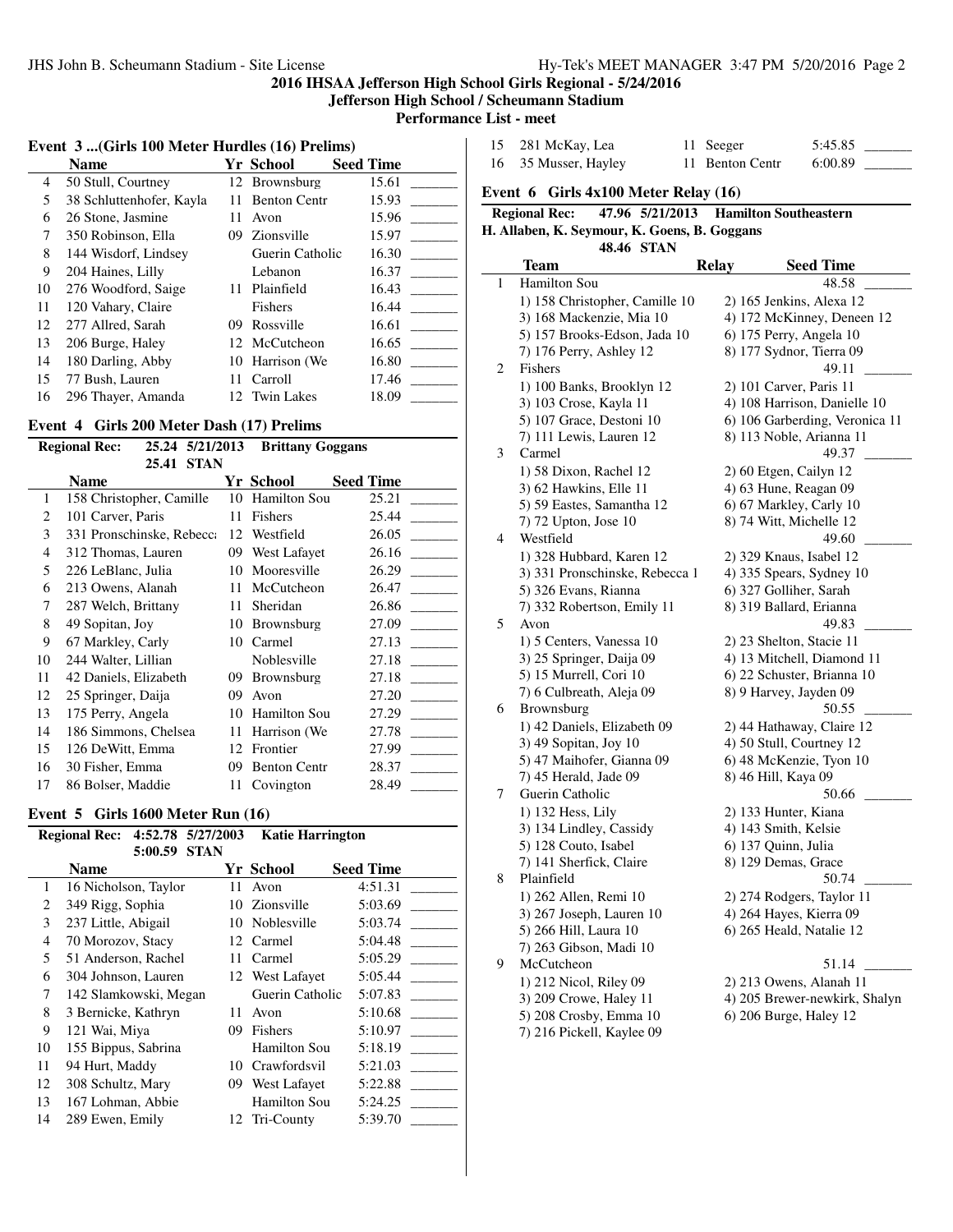# 2016 IHSAA Jefferson High School Girls Regional - 5/24/2016

**Jefferson High School / Scheumann Stadium**

**Performance List - meet**

## Event 3 ...(Girls 100 Meter Hurdles (16) Prelims)

| | Name | Yr | School | Seed Time | |
|---|---|---|---|---|---|
| 4 | 50 Stull, Courtney | 12 | Brownsburg | 15.61 | _______ |
| 5 | 38 Schluttenhofer, Kayla | 11 | Benton Centr | 15.93 | _______ |
| 6 | 26 Stone, Jasmine | 11 | Avon | 15.96 | _______ |
| 7 | 350 Robinson, Ella | 09 | Zionsville | 15.97 | _______ |
| 8 | 144 Wisdorf, Lindsey | | Guerin Catholic | 16.30 | _______ |
| 9 | 204 Haines, Lilly | | Lebanon | 16.37 | _______ |
| 10 | 276 Woodford, Saige | 11 | Plainfield | 16.43 | _______ |
| 11 | 120 Vahary, Claire | | Fishers | 16.44 | _______ |
| 12 | 277 Allred, Sarah | 09 | Rossville | 16.61 | _______ |
| 13 | 206 Burge, Haley | 12 | McCutcheon | 16.65 | _______ |
| 14 | 180 Darling, Abby | 10 | Harrison (We | 16.80 | _______ |
| 15 | 77 Bush, Lauren | 11 | Carroll | 17.46 | _______ |
| 16 | 296 Thayer, Amanda | 12 | Twin Lakes | 18.09 | _______ |

## Event 4 Girls 200 Meter Dash (17) Prelims

**Regional Rec:** 25.24 5/21/2013 **Brittany Goggans**
25.41 STAN

| | Name | Yr | School | Seed Time | |
|---|---|---|---|---|---|
| 1 | 158 Christopher, Camille | 10 | Hamilton Sou | 25.21 | _______ |
| 2 | 101 Carver, Paris | 11 | Fishers | 25.44 | _______ |
| 3 | 331 Pronschinske, Rebecca | 12 | Westfield | 26.05 | _______ |
| 4 | 312 Thomas, Lauren | 09 | West Lafayet | 26.16 | _______ |
| 5 | 226 LeBlanc, Julia | 10 | Mooresville | 26.29 | _______ |
| 6 | 213 Owens, Alanah | 11 | McCutcheon | 26.47 | _______ |
| 7 | 287 Welch, Brittany | 11 | Sheridan | 26.86 | _______ |
| 8 | 49 Sopitan, Joy | 10 | Brownsburg | 27.09 | _______ |
| 9 | 67 Markley, Carly | 10 | Carmel | 27.13 | _______ |
| 10 | 244 Walter, Lillian | | Noblesville | 27.18 | _______ |
| 11 | 42 Daniels, Elizabeth | 09 | Brownsburg | 27.18 | _______ |
| 12 | 25 Springer, Daija | 09 | Avon | 27.20 | _______ |
| 13 | 175 Perry, Angela | 10 | Hamilton Sou | 27.29 | _______ |
| 14 | 186 Simmons, Chelsea | 11 | Harrison (We | 27.78 | _______ |
| 15 | 126 DeWitt, Emma | 12 | Frontier | 27.99 | _______ |
| 16 | 30 Fisher, Emma | 09 | Benton Centr | 28.37 | _______ |
| 17 | 86 Bolser, Maddie | 11 | Covington | 28.49 | _______ |

## Event 5 Girls 1600 Meter Run (16)

**Regional Rec:** 4:52.78 5/27/2003 **Katie Harrington**
5:00.59 STAN

| | Name | Yr | School | Seed Time | |
|---|---|---|---|---|---|
| 1 | 16 Nicholson, Taylor | 11 | Avon | 4:51.31 | _______ |
| 2 | 349 Rigg, Sophia | 10 | Zionsville | 5:03.69 | _______ |
| 3 | 237 Little, Abigail | 10 | Noblesville | 5:03.74 | _______ |
| 4 | 70 Morozov, Stacy | 12 | Carmel | 5:04.48 | _______ |
| 5 | 51 Anderson, Rachel | 11 | Carmel | 5:05.29 | _______ |
| 6 | 304 Johnson, Lauren | 12 | West Lafayet | 5:05.44 | _______ |
| 7 | 142 Slamkowski, Megan | | Guerin Catholic | 5:07.83 | _______ |
| 8 | 3 Bernicke, Kathryn | 11 | Avon | 5:10.68 | _______ |
| 9 | 121 Wai, Miya | 09 | Fishers | 5:10.97 | _______ |
| 10 | 155 Bippus, Sabrina | | Hamilton Sou | 5:18.19 | _______ |
| 11 | 94 Hurt, Maddy | 10 | Crawfordsvil | 5:21.03 | _______ |
| 12 | 308 Schultz, Mary | 09 | West Lafayet | 5:22.88 | _______ |
| 13 | 167 Lohman, Abbie | | Hamilton Sou | 5:24.25 | _______ |
| 14 | 289 Ewen, Emily | 12 | Tri-County | 5:39.70 | _______ |
| 15 | 281 McKay, Lea | 11 | Seeger | 5:45.85 | _______ |
| 16 | 35 Musser, Hayley | 11 | Benton Centr | 6:00.89 | _______ |

## Event 6 Girls 4x100 Meter Relay (16)

**Regional Rec:** 47.96 5/21/2013 **Hamilton Southeastern**
**H. Allaben, K. Seymour, K. Goens, B. Goggans**
48.46 STAN

| | Team | Relay | Seed Time | |
|---|---|---|---|---|
| 1 | Hamilton Sou | | 48.58 | _______ |
| | 1) 158 Christopher, Camille 10 | 2) 165 Jenkins, Alexa 12 | | |
| | 3) 168 Mackenzie, Mia 10 | 4) 172 McKinney, Deneen 12 | | |
| | 5) 157 Brooks-Edson, Jada 10 | 6) 175 Perry, Angela 10 | | |
| | 7) 176 Perry, Ashley 12 | 8) 177 Sydnor, Tierra 09 | | |
| 2 | Fishers | | 49.11 | _______ |
| | 1) 100 Banks, Brooklyn 12 | 2) 101 Carver, Paris 11 | | |
| | 3) 103 Crose, Kayla 11 | 4) 108 Harrison, Danielle 10 | | |
| | 5) 107 Grace, Destoni 10 | 6) 106 Garberding, Veronica 11 | | |
| | 7) 111 Lewis, Lauren 12 | 8) 113 Noble, Arianna 11 | | |
| 3 | Carmel | | 49.37 | _______ |
| | 1) 58 Dixon, Rachel 12 | 2) 60 Etgen, Cailyn 12 | | |
| | 3) 62 Hawkins, Elle 11 | 4) 63 Hune, Reagan 09 | | |
| | 5) 59 Eastes, Samantha 12 | 6) 67 Markley, Carly 10 | | |
| | 7) 72 Upton, Jose 10 | 8) 74 Witt, Michelle 12 | | |
| 4 | Westfield | | 49.60 | _______ |
| | 1) 328 Hubbard, Karen 12 | 2) 329 Knaus, Isabel 12 | | |
| | 3) 331 Pronschinske, Rebecca 1 | 4) 335 Spears, Sydney 10 | | |
| | 5) 326 Evans, Rianna | 6) 327 Golliher, Sarah | | |
| | 7) 332 Robertson, Emily 11 | 8) 319 Ballard, Erianna | | |
| 5 | Avon | | 49.83 | _______ |
| | 1) 5 Centers, Vanessa 10 | 2) 23 Shelton, Stacie 11 | | |
| | 3) 25 Springer, Daija 09 | 4) 13 Mitchell, Diamond 11 | | |
| | 5) 15 Murrell, Cori 10 | 6) 22 Schuster, Brianna 10 | | |
| | 7) 6 Culbreath, Aleja 09 | 8) 9 Harvey, Jayden 09 | | |
| 6 | Brownsburg | | 50.55 | _______ |
| | 1) 42 Daniels, Elizabeth 09 | 2) 44 Hathaway, Claire 12 | | |
| | 3) 49 Sopitan, Joy 10 | 4) 50 Stull, Courtney 12 | | |
| | 5) 47 Maihofer, Gianna 09 | 6) 48 McKenzie, Tyon 10 | | |
| | 7) 45 Herald, Jade 09 | 8) 46 Hill, Kaya 09 | | |
| 7 | Guerin Catholic | | 50.66 | _______ |
| | 1) 132 Hess, Lily | 2) 133 Hunter, Kiana | | |
| | 3) 134 Lindley, Cassidy | 4) 143 Smith, Kelsie | | |
| | 5) 128 Couto, Isabel | 6) 137 Quinn, Julia | | |
| | 7) 141 Sherfick, Claire | 8) 129 Demas, Grace | | |
| 8 | Plainfield | | 50.74 | _______ |
| | 1) 262 Allen, Remi 10 | 2) 274 Rodgers, Taylor 11 | | |
| | 3) 267 Joseph, Lauren 10 | 4) 264 Hayes, Kierra 09 | | |
| | 5) 266 Hill, Laura 10 | 6) 265 Heald, Natalie 12 | | |
| | 7) 263 Gibson, Madi 10 | | | |
| 9 | McCutcheon | | 51.14 | _______ |
| | 1) 212 Nicol, Riley 09 | 2) 213 Owens, Alanah 11 | | |
| | 3) 209 Crowe, Haley 11 | 4) 205 Brewer-newkirk, Shalyn | | |
| | 5) 208 Crosby, Emma 10 | 6) 206 Burge, Haley 12 | | |
| | 7) 216 Pickell, Kaylee 09 | | | |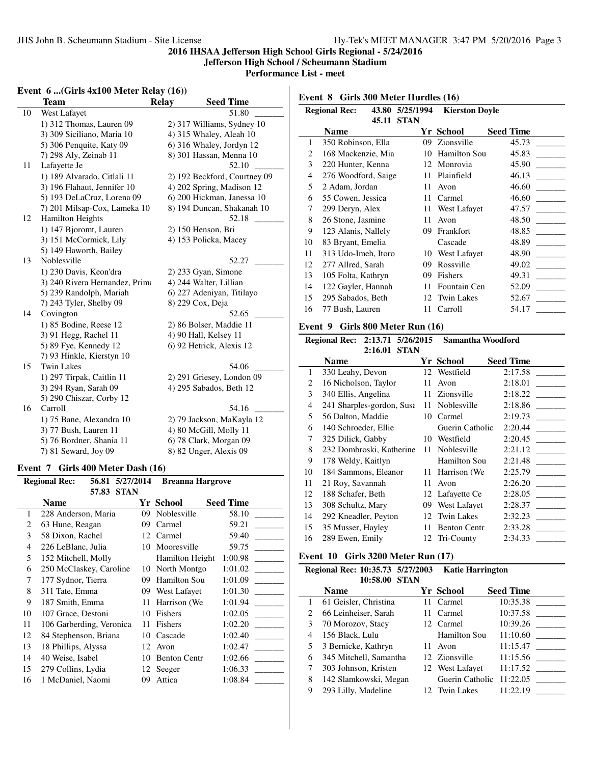# 2016 IHSAA Jefferson High School Girls Regional - 5/24/2016
## Jefferson High School / Scheumann Stadium
### Performance List - meet

## Event 6 ...(Girls 4x100 Meter Relay (16))

| | Team | Relay | Seed Time | |
|---|---|---|---|---|
| 10 | West Lafayet | | 51.80 | _______ |
| | 1) 312 Thomas, Lauren 09 | 2) 317 Williams, Sydney 10 | | |
| | 3) 309 Siciliano, Maria 10 | 4) 315 Whaley, Aleah 10 | | |
| | 5) 306 Penquite, Katy 09 | 6) 316 Whaley, Jordyn 12 | | |
| | 7) 298 Aly, Zeinab 11 | 8) 301 Hassan, Menna 10 | | |
| 11 | Lafayette Je | | 52.10 | _______ |
| | 1) 189 Alvarado, Citlali 11 | 2) 192 Beckford, Courtney 09 | | |
| | 3) 196 Flahaut, Jennifer 10 | 4) 202 Spring, Madison 12 | | |
| | 5) 193 DeLaCruz, Lorena 09 | 6) 200 Hickman, Janessa 10 | | |
| | 7) 201 Milsap-Cox, Lameka 10 | 8) 194 Duncan, Shakanah 10 | | |
| 12 | Hamilton Heights | | 52.18 | _______ |
| | 1) 147 Bjoromt, Lauren | 2) 150 Henson, Bri | | |
| | 3) 151 McCormick, Lily | 4) 153 Policka, Macey | | |
| | 5) 149 Haworth, Bailey | | | |
| 13 | Noblesville | | 52.27 | _______ |
| | 1) 230 Davis, Keon'dra | 2) 233 Gyan, Simone | | |
| | 3) 240 Rivera Hernandez, Prima | 4) 244 Walter, Lillian | | |
| | 5) 239 Randolph, Mariah | 6) 227 Adeniyan, Titilayo | | |
| | 7) 243 Tyler, Shelby 09 | 8) 229 Cox, Deja | | |
| 14 | Covington | | 52.65 | _______ |
| | 1) 85 Bodine, Reese 12 | 2) 86 Bolser, Maddie 11 | | |
| | 3) 91 Hegg, Rachel 11 | 4) 90 Hall, Kelsey 11 | | |
| | 5) 89 Fye, Kennedy 12 | 6) 92 Hetrick, Alexis 12 | | |
| | 7) 93 Hinkle, Kierstyn 10 | | | |
| 15 | Twin Lakes | | 54.06 | _______ |
| | 1) 297 Tirpak, Caitlin 11 | 2) 291 Griesey, London 09 | | |
| | 3) 294 Ryan, Sarah 09 | 4) 295 Sabados, Beth 12 | | |
| | 5) 290 Chiszar, Corby 12 | | | |
| 16 | Carroll | | 54.16 | _______ |
| | 1) 75 Bane, Alexandra 10 | 2) 79 Jackson, MaKayla 12 | | |
| | 3) 77 Bush, Lauren 11 | 4) 80 McGill, Molly 11 | | |
| | 5) 76 Bordner, Shania 11 | 6) 78 Clark, Morgan 09 | | |
| | 7) 81 Seward, Joy 09 | 8) 82 Unger, Alexis 09 | | |

## Event 7 Girls 400 Meter Dash (16)

**Regional Rec:** 56.81 5/27/2014 Breanna Hargrove
57.83 STAN

| | Name | Yr | School | Seed Time | |
|---|---|---|---|---|---|
| 1 | 228 Anderson, Maria | 09 | Noblesville | 58.10 | _______ |
| 2 | 63 Hune, Reagan | 09 | Carmel | 59.21 | _______ |
| 3 | 58 Dixon, Rachel | 12 | Carmel | 59.40 | _______ |
| 4 | 226 LeBlanc, Julia | 10 | Mooresville | 59.75 | _______ |
| 5 | 152 Mitchell, Molly | | Hamilton Height | 1:00.98 | _______ |
| 6 | 250 McClaskey, Caroline | 10 | North Montgo | 1:01.02 | _______ |
| 7 | 177 Sydnor, Tierra | 09 | Hamilton Sou | 1:01.09 | _______ |
| 8 | 311 Tate, Emma | 09 | West Lafayet | 1:01.30 | _______ |
| 9 | 187 Smith, Emma | 11 | Harrison (We | 1:01.94 | _______ |
| 10 | 107 Grace, Destoni | 10 | Fishers | 1:02.05 | _______ |
| 11 | 106 Garberding, Veronica | 11 | Fishers | 1:02.20 | _______ |
| 12 | 84 Stephenson, Briana | 10 | Cascade | 1:02.40 | _______ |
| 13 | 18 Phillips, Alyssa | 12 | Avon | 1:02.47 | _______ |
| 14 | 40 Weise, Isabel | 10 | Benton Centr | 1:02.66 | _______ |
| 15 | 279 Collins, Lydia | 12 | Seeger | 1:06.33 | _______ |
| 16 | 1 McDaniel, Naomi | 09 | Attica | 1:08.84 | _______ |

## Event 8 Girls 300 Meter Hurdles (16)

**Regional Rec:** 43.80 5/25/1994 Kierston Doyle
45.11 STAN

| | Name | Yr | School | Seed Time | |
|---|---|---|---|---|---|
| 1 | 350 Robinson, Ella | 09 | Zionsville | 45.73 | _______ |
| 2 | 168 Mackenzie, Mia | 10 | Hamilton Sou | 45.83 | _______ |
| 3 | 220 Hunter, Kenna | 12 | Monrovia | 45.90 | _______ |
| 4 | 276 Woodford, Saige | 11 | Plainfield | 46.13 | _______ |
| 5 | 2 Adam, Jordan | 11 | Avon | 46.60 | _______ |
| 6 | 55 Cowen, Jessica | 11 | Carmel | 46.60 | _______ |
| 7 | 299 Deryn, Alex | 11 | West Lafayet | 47.57 | _______ |
| 8 | 26 Stone, Jasmine | 11 | Avon | 48.50 | _______ |
| 9 | 123 Alanis, Nallely | 09 | Frankfort | 48.85 | _______ |
| 10 | 83 Bryant, Emelia | | Cascade | 48.89 | _______ |
| 11 | 313 Udo-Imeh, Itoro | 10 | West Lafayet | 48.90 | _______ |
| 12 | 277 Allred, Sarah | 09 | Rossville | 49.02 | _______ |
| 13 | 105 Folta, Kathryn | 09 | Fishers | 49.31 | _______ |
| 14 | 122 Gayler, Hannah | 11 | Fountain Cen | 52.09 | _______ |
| 15 | 295 Sabados, Beth | 12 | Twin Lakes | 52.67 | _______ |
| 16 | 77 Bush, Lauren | 11 | Carroll | 54.17 | _______ |

## Event 9 Girls 800 Meter Run (16)

**Regional Rec:** 2:13.71 5/26/2015 Samantha Woodford
2:16.01 STAN

| | Name | Yr | School | Seed Time | |
|---|---|---|---|---|---|
| 1 | 330 Leahy, Devon | 12 | Westfield | 2:17.58 | _______ |
| 2 | 16 Nicholson, Taylor | 11 | Avon | 2:18.01 | _______ |
| 3 | 340 Ellis, Angelina | 11 | Zionsville | 2:18.22 | _______ |
| 4 | 241 Sharples-gordon, Susa | 11 | Noblesville | 2:18.86 | _______ |
| 5 | 56 Dalton, Maddie | 10 | Carmel | 2:19.73 | _______ |
| 6 | 140 Schroeder, Ellie | | Guerin Catholic | 2:20.44 | _______ |
| 7 | 325 Dilick, Gabby | 10 | Westfield | 2:20.45 | _______ |
| 8 | 232 Dombroski, Katherine | 11 | Noblesville | 2:21.12 | _______ |
| 9 | 178 Weldy, Kaitlyn | | Hamilton Sou | 2:21.48 | _______ |
| 10 | 184 Sammons, Eleanor | 11 | Harrison (We | 2:25.79 | _______ |
| 11 | 21 Roy, Savannah | 11 | Avon | 2:26.20 | _______ |
| 12 | 188 Schafer, Beth | 12 | Lafayette Ce | 2:28.05 | _______ |
| 13 | 308 Schultz, Mary | 09 | West Lafayet | 2:28.37 | _______ |
| 14 | 292 Kneadler, Peyton | 12 | Twin Lakes | 2:32.23 | _______ |
| 15 | 35 Musser, Hayley | 11 | Benton Centr | 2:33.28 | _______ |
| 16 | 289 Ewen, Emily | 12 | Tri-County | 2:34.33 | _______ |

## Event 10 Girls 3200 Meter Run (17)

**Regional Rec:** 10:35.73 5/27/2003 Katie Harrington
10:58.00 STAN

| | Name | Yr | School | Seed Time | |
|---|---|---|---|---|---|
| 1 | 61 Geisler, Christina | 11 | Carmel | 10:35.38 | _______ |
| 2 | 66 Leinheiser, Sarah | 11 | Carmel | 10:37.58 | _______ |
| 3 | 70 Morozov, Stacy | 12 | Carmel | 10:39.26 | _______ |
| 4 | 156 Black, Lulu | | Hamilton Sou | 11:10.60 | _______ |
| 5 | 3 Bernicke, Kathryn | 11 | Avon | 11:15.47 | _______ |
| 6 | 345 Mitchell, Samantha | 12 | Zionsville | 11:15.56 | _______ |
| 7 | 303 Johnson, Kristen | 12 | West Lafayet | 11:17.52 | _______ |
| 8 | 142 Slamkowski, Megan | | Guerin Catholic | 11:22.05 | _______ |
| 9 | 293 Lilly, Madeline | 12 | Twin Lakes | 11:22.19 | _______ |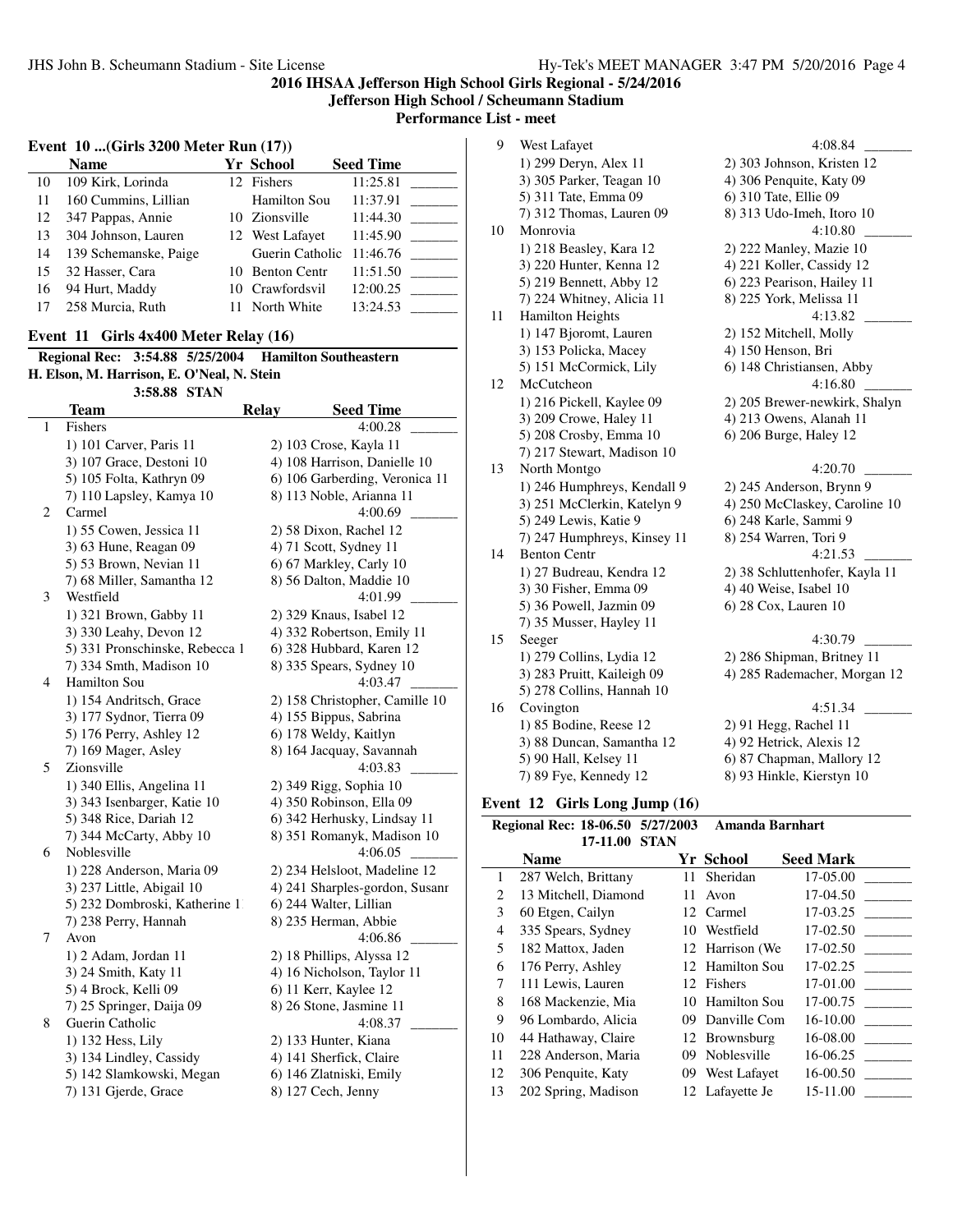## 2016 IHSAA Jefferson High School Girls Regional - 5/24/2016

**Jefferson High School / Scheumann Stadium**

**Performance List - meet**

### Event 10 ...(Girls 3200 Meter Run (17))

| | Name | Yr | School | Seed Time | |
|---|---|---|---|---|---|
| 10 | 109 Kirk, Lorinda | 12 | Fishers | 11:25.81 | _______ |
| 11 | 160 Cummins, Lillian | | Hamilton Sou | 11:37.91 | _______ |
| 12 | 347 Pappas, Annie | 10 | Zionsville | 11:44.30 | _______ |
| 13 | 304 Johnson, Lauren | 12 | West Lafayet | 11:45.90 | _______ |
| 14 | 139 Schemanske, Paige | | Guerin Catholic | 11:46.76 | _______ |
| 15 | 32 Hasser, Cara | 10 | Benton Centr | 11:51.50 | _______ |
| 16 | 94 Hurt, Maddy | 10 | Crawfordsvil | 12:00.25 | _______ |
| 17 | 258 Murcia, Ruth | 11 | North White | 13:24.53 | _______ |

### Event 11 Girls 4x400 Meter Relay (16)

**Regional Rec: 3:54.88 5/25/2004 Hamilton Southeastern**
**H. Elson, M. Harrison, E. O'Neal, N. Stein**
**3:58.88 STAN**

| | Team | Relay | Seed Time |
|---|---|---|---|
| 1 | Fishers | | 4:00.28 _______ |
| | 1) 101 Carver, Paris 11 | 2) 103 Crose, Kayla 11 | |
| | 3) 107 Grace, Destoni 10 | 4) 108 Harrison, Danielle 10 | |
| | 5) 105 Folta, Kathryn 09 | 6) 106 Garberding, Veronica 11 | |
| | 7) 110 Lapsley, Kamya 10 | 8) 113 Noble, Arianna 11 | |
| 2 | Carmel | | 4:00.69 _______ |
| | 1) 55 Cowen, Jessica 11 | 2) 58 Dixon, Rachel 12 | |
| | 3) 63 Hune, Reagan 09 | 4) 71 Scott, Sydney 11 | |
| | 5) 53 Brown, Nevian 11 | 6) 67 Markley, Carly 10 | |
| | 7) 68 Miller, Samantha 12 | 8) 56 Dalton, Maddie 10 | |
| 3 | Westfield | | 4:01.99 _______ |
| | 1) 321 Brown, Gabby 11 | 2) 329 Knaus, Isabel 12 | |
| | 3) 330 Leahy, Devon 12 | 4) 332 Robertson, Emily 11 | |
| | 5) 331 Pronschinske, Rebecca 1 | 6) 328 Hubbard, Karen 12 | |
| | 7) 334 Smth, Madison 10 | 8) 335 Spears, Sydney 10 | |
| 4 | Hamilton Sou | | 4:03.47 _______ |
| | 1) 154 Andritsch, Grace | 2) 158 Christopher, Camille 10 | |
| | 3) 177 Sydnor, Tierra 09 | 4) 155 Bippus, Sabrina | |
| | 5) 176 Perry, Ashley 12 | 6) 178 Weldy, Kaitlyn | |
| | 7) 169 Mager, Asley | 8) 164 Jacquay, Savannah | |
| 5 | Zionsville | | 4:03.83 _______ |
| | 1) 340 Ellis, Angelina 11 | 2) 349 Rigg, Sophia 10 | |
| | 3) 343 Isenbarger, Katie 10 | 4) 350 Robinson, Ella 09 | |
| | 5) 348 Rice, Dariah 12 | 6) 342 Herhusky, Lindsay 11 | |
| | 7) 344 McCarty, Abby 10 | 8) 351 Romanyk, Madison 10 | |
| 6 | Noblesville | | 4:06.05 _______ |
| | 1) 228 Anderson, Maria 09 | 2) 234 Helsloot, Madeline 12 | |
| | 3) 237 Little, Abigail 10 | 4) 241 Sharples-gordon, Susanr | |
| | 5) 232 Dombroski, Katherine 1 | 6) 244 Walter, Lillian | |
| | 7) 238 Perry, Hannah | 8) 235 Herman, Abbie | |
| 7 | Avon | | 4:06.86 _______ |
| | 1) 2 Adam, Jordan 11 | 2) 18 Phillips, Alyssa 12 | |
| | 3) 24 Smith, Katy 11 | 4) 16 Nicholson, Taylor 11 | |
| | 5) 4 Brock, Kelli 09 | 6) 11 Kerr, Kaylee 12 | |
| | 7) 25 Springer, Daija 09 | 8) 26 Stone, Jasmine 11 | |
| 8 | Guerin Catholic | | 4:08.37 _______ |
| | 1) 132 Hess, Lily | 2) 133 Hunter, Kiana | |
| | 3) 134 Lindley, Cassidy | 4) 141 Sherfick, Claire | |
| | 5) 142 Slamkowski, Megan | 6) 146 Zlatniski, Emily | |
| | 7) 131 Gjerde, Grace | 8) 127 Cech, Jenny | |
| 9 | West Lafayet | | 4:08.84 _______ |
| | 1) 299 Deryn, Alex 11 | 2) 303 Johnson, Kristen 12 | |
| | 3) 305 Parker, Teagan 10 | 4) 306 Penquite, Katy 09 | |
| | 5) 311 Tate, Emma 09 | 6) 310 Tate, Ellie 09 | |
| | 7) 312 Thomas, Lauren 09 | 8) 313 Udo-Imeh, Itoro 10 | |
| 10 | Monrovia | | 4:10.80 _______ |
| | 1) 218 Beasley, Kara 12 | 2) 222 Manley, Mazie 10 | |
| | 3) 220 Hunter, Kenna 12 | 4) 221 Koller, Cassidy 12 | |
| | 5) 219 Bennett, Abby 12 | 6) 223 Pearison, Hailey 11 | |
| | 7) 224 Whitney, Alicia 11 | 8) 225 York, Melissa 11 | |
| 11 | Hamilton Heights | | 4:13.82 _______ |
| | 1) 147 Bjoromt, Lauren | 2) 152 Mitchell, Molly | |
| | 3) 153 Policka, Macey | 4) 150 Henson, Bri | |
| | 5) 151 McCormick, Lily | 6) 148 Christiansen, Abby | |
| 12 | McCutcheon | | 4:16.80 _______ |
| | 1) 216 Pickell, Kaylee 09 | 2) 205 Brewer-newkirk, Shalyn | |
| | 3) 209 Crowe, Haley 11 | 4) 213 Owens, Alanah 11 | |
| | 5) 208 Crosby, Emma 10 | 6) 206 Burge, Haley 12 | |
| | 7) 217 Stewart, Madison 10 | | |
| 13 | North Montgo | | 4:20.70 _______ |
| | 1) 246 Humphreys, Kendall 9 | 2) 245 Anderson, Brynn 9 | |
| | 3) 251 McClerkin, Katelyn 9 | 4) 250 McClaskey, Caroline 10 | |
| | 5) 249 Lewis, Katie 9 | 6) 248 Karle, Sammi 9 | |
| | 7) 247 Humphreys, Kinsey 11 | 8) 254 Warren, Tori 9 | |
| 14 | Benton Centr | | 4:21.53 _______ |
| | 1) 27 Budreau, Kendra 12 | 2) 38 Schluttenhofer, Kayla 11 | |
| | 3) 30 Fisher, Emma 09 | 4) 40 Weise, Isabel 10 | |
| | 5) 36 Powell, Jazmin 09 | 6) 28 Cox, Lauren 10 | |
| | 7) 35 Musser, Hayley 11 | | |
| 15 | Seeger | | 4:30.79 _______ |
| | 1) 279 Collins, Lydia 12 | 2) 286 Shipman, Britney 11 | |
| | 3) 283 Pruitt, Kaileigh 09 | 4) 285 Rademacher, Morgan 12 | |
| | 5) 278 Collins, Hannah 10 | | |
| 16 | Covington | | 4:51.34 _______ |
| | 1) 85 Bodine, Reese 12 | 2) 91 Hegg, Rachel 11 | |
| | 3) 88 Duncan, Samantha 12 | 4) 92 Hetrick, Alexis 12 | |
| | 5) 90 Hall, Kelsey 11 | 6) 87 Chapman, Mallory 12 | |
| | 7) 89 Fye, Kennedy 12 | 8) 93 Hinkle, Kierstyn 10 | |

### Event 12 Girls Long Jump (16)

**Regional Rec: 18-06.50 5/27/2003 Amanda Barnhart**
**17-11.00 STAN**

| | Name | Yr | School | Seed Mark | |
|---|---|---|---|---|---|
| 1 | 287 Welch, Brittany | 11 | Sheridan | 17-05.00 | _______ |
| 2 | 13 Mitchell, Diamond | 11 | Avon | 17-04.50 | _______ |
| 3 | 60 Etgen, Cailyn | 12 | Carmel | 17-03.25 | _______ |
| 4 | 335 Spears, Sydney | 10 | Westfield | 17-02.50 | _______ |
| 5 | 182 Mattox, Jaden | 12 | Harrison (We | 17-02.50 | _______ |
| 6 | 176 Perry, Ashley | 12 | Hamilton Sou | 17-02.25 | _______ |
| 7 | 111 Lewis, Lauren | 12 | Fishers | 17-01.00 | _______ |
| 8 | 168 Mackenzie, Mia | 10 | Hamilton Sou | 17-00.75 | _______ |
| 9 | 96 Lombardo, Alicia | 09 | Danville Com | 16-10.00 | _______ |
| 10 | 44 Hathaway, Claire | 12 | Brownsburg | 16-08.00 | _______ |
| 11 | 228 Anderson, Maria | 09 | Noblesville | 16-06.25 | _______ |
| 12 | 306 Penquite, Katy | 09 | West Lafayet | 16-00.50 | _______ |
| 13 | 202 Spring, Madison | 12 | Lafayette Je | 15-11.00 | _______ |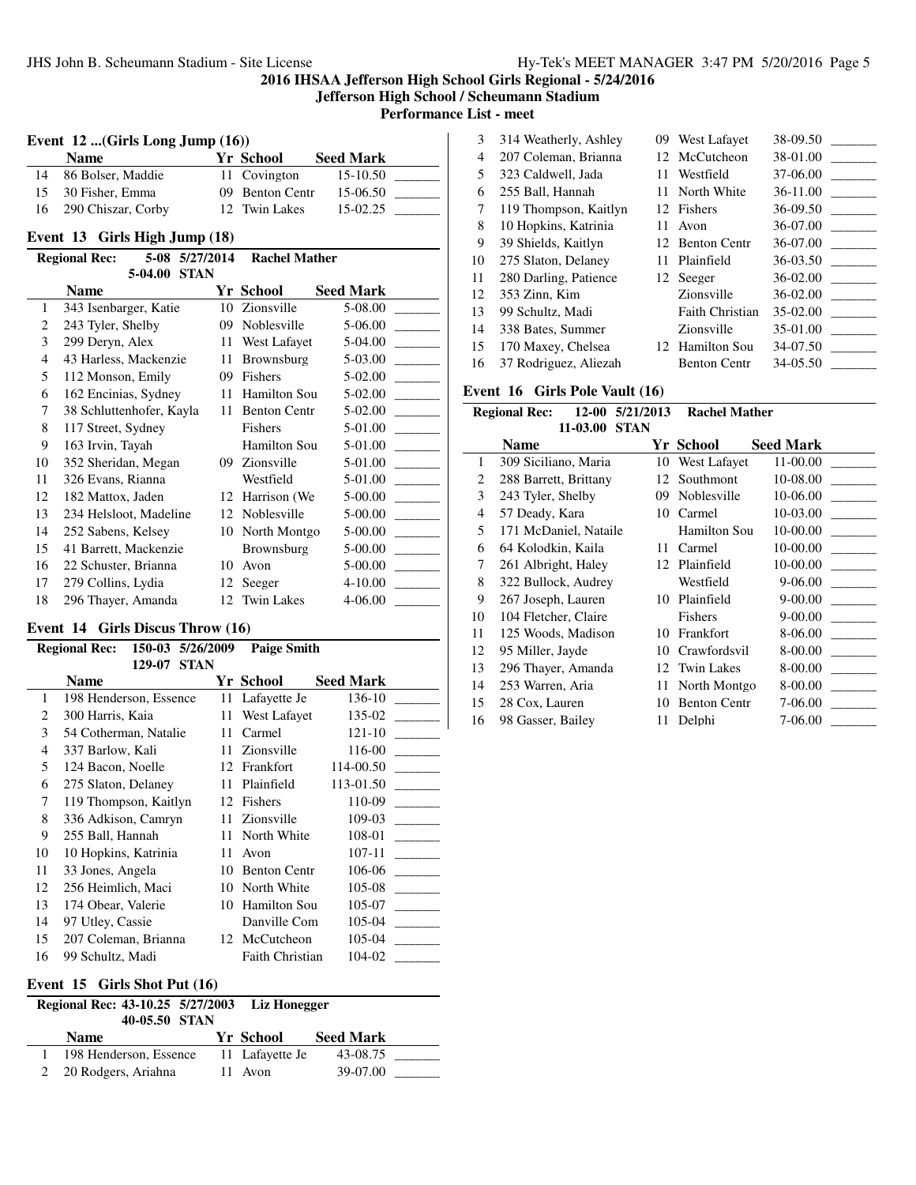**2016 IHSAA Jefferson High School Girls Regional - 5/24/2016**
**Jefferson High School / Scheumann Stadium**
**Performance List - meet**

### Event 12 ...(Girls Long Jump (16))

| | Name | Yr | School | Seed Mark | |
|---|---|---|---|---|---|
| 14 | 86 Bolser, Maddie | 11 | Covington | 15-10.50 | _______ |
| 15 | 30 Fisher, Emma | 09 | Benton Centr | 15-06.50 | _______ |
| 16 | 290 Chiszar, Corby | 12 | Twin Lakes | 15-02.25 | _______ |

### Event 13 Girls High Jump (18)

**Regional Rec:** 5-08 5/27/2014 Rachel Mather
5-04.00 STAN

| | Name | Yr | School | Seed Mark | |
|---|---|---|---|---|---|
| 1 | 343 Isenbarger, Katie | 10 | Zionsville | 5-08.00 | _______ |
| 2 | 243 Tyler, Shelby | 09 | Noblesville | 5-06.00 | _______ |
| 3 | 299 Deryn, Alex | 11 | West Lafayet | 5-04.00 | _______ |
| 4 | 43 Harless, Mackenzie | 11 | Brownsburg | 5-03.00 | _______ |
| 5 | 112 Monson, Emily | 09 | Fishers | 5-02.00 | _______ |
| 6 | 162 Encinias, Sydney | 11 | Hamilton Sou | 5-02.00 | _______ |
| 7 | 38 Schluttenhofer, Kayla | 11 | Benton Centr | 5-02.00 | _______ |
| 8 | 117 Street, Sydney | | Fishers | 5-01.00 | _______ |
| 9 | 163 Irvin, Tayah | | Hamilton Sou | 5-01.00 | _______ |
| 10 | 352 Sheridan, Megan | 09 | Zionsville | 5-01.00 | _______ |
| 11 | 326 Evans, Rianna | | Westfield | 5-01.00 | _______ |
| 12 | 182 Mattox, Jaden | 12 | Harrison (We | 5-00.00 | _______ |
| 13 | 234 Helsloot, Madeline | 12 | Noblesville | 5-00.00 | _______ |
| 14 | 252 Sabens, Kelsey | 10 | North Montgo | 5-00.00 | _______ |
| 15 | 41 Barrett, Mackenzie | | Brownsburg | 5-00.00 | _______ |
| 16 | 22 Schuster, Brianna | 10 | Avon | 5-00.00 | _______ |
| 17 | 279 Collins, Lydia | 12 | Seeger | 4-10.00 | _______ |
| 18 | 296 Thayer, Amanda | 12 | Twin Lakes | 4-06.00 | _______ |

### Event 14 Girls Discus Throw (16)

**Regional Rec:** 150-03 5/26/2009 Paige Smith
129-07 STAN

| | Name | Yr | School | Seed Mark | |
|---|---|---|---|---|---|
| 1 | 198 Henderson, Essence | 11 | Lafayette Je | 136-10 | _______ |
| 2 | 300 Harris, Kaia | 11 | West Lafayet | 135-02 | _______ |
| 3 | 54 Cotherman, Natalie | 11 | Carmel | 121-10 | _______ |
| 4 | 337 Barlow, Kali | 11 | Zionsville | 116-00 | _______ |
| 5 | 124 Bacon, Noelle | 12 | Frankfort | 114-00.50 | _______ |
| 6 | 275 Slaton, Delaney | 11 | Plainfield | 113-01.50 | _______ |
| 7 | 119 Thompson, Kaitlyn | 12 | Fishers | 110-09 | _______ |
| 8 | 336 Adkison, Camryn | 11 | Zionsville | 109-03 | _______ |
| 9 | 255 Ball, Hannah | 11 | North White | 108-01 | _______ |
| 10 | 10 Hopkins, Katrinia | 11 | Avon | 107-11 | _______ |
| 11 | 33 Jones, Angela | 10 | Benton Centr | 106-06 | _______ |
| 12 | 256 Heimlich, Maci | 10 | North White | 105-08 | _______ |
| 13 | 174 Obear, Valerie | 10 | Hamilton Sou | 105-07 | _______ |
| 14 | 97 Utley, Cassie | | Danville Com | 105-04 | _______ |
| 15 | 207 Coleman, Brianna | 12 | McCutcheon | 105-04 | _______ |
| 16 | 99 Schultz, Madi | | Faith Christian | 104-02 | _______ |

### Event 15 Girls Shot Put (16)

**Regional Rec:** 43-10.25 5/27/2003 Liz Honegger
40-05.50 STAN

| | Name | Yr | School | Seed Mark | |
|---|---|---|---|---|---|
| 1 | 198 Henderson, Essence | 11 | Lafayette Je | 43-08.75 | _______ |
| 2 | 20 Rodgers, Ariahna | 11 | Avon | 39-07.00 | _______ |
| 3 | 314 Weatherly, Ashley | 09 | West Lafayet | 38-09.50 | _______ |
| 4 | 207 Coleman, Brianna | 12 | McCutcheon | 38-01.00 | _______ |
| 5 | 323 Caldwell, Jada | 11 | Westfield | 37-06.00 | _______ |
| 6 | 255 Ball, Hannah | 11 | North White | 36-11.00 | _______ |
| 7 | 119 Thompson, Kaitlyn | 12 | Fishers | 36-09.50 | _______ |
| 8 | 10 Hopkins, Katrinia | 11 | Avon | 36-07.00 | _______ |
| 9 | 39 Shields, Kaitlyn | 12 | Benton Centr | 36-07.00 | _______ |
| 10 | 275 Slaton, Delaney | 11 | Plainfield | 36-03.50 | _______ |
| 11 | 280 Darling, Patience | 12 | Seeger | 36-02.00 | _______ |
| 12 | 353 Zinn, Kim | | Zionsville | 36-02.00 | _______ |
| 13 | 99 Schultz, Madi | | Faith Christian | 35-02.00 | _______ |
| 14 | 338 Bates, Summer | | Zionsville | 35-01.00 | _______ |
| 15 | 170 Maxey, Chelsea | 12 | Hamilton Sou | 34-07.50 | _______ |
| 16 | 37 Rodriguez, Aliezah | | Benton Centr | 34-05.50 | _______ |

### Event 16 Girls Pole Vault (16)

**Regional Rec:** 12-00 5/21/2013 Rachel Mather
11-03.00 STAN

| | Name | Yr | School | Seed Mark | |
|---|---|---|---|---|---|
| 1 | 309 Siciliano, Maria | 10 | West Lafayet | 11-00.00 | _______ |
| 2 | 288 Barrett, Brittany | 12 | Southmont | 10-08.00 | _______ |
| 3 | 243 Tyler, Shelby | 09 | Noblesville | 10-06.00 | _______ |
| 4 | 57 Deady, Kara | 10 | Carmel | 10-03.00 | _______ |
| 5 | 171 McDaniel, Nataile | | Hamilton Sou | 10-00.00 | _______ |
| 6 | 64 Kolodkin, Kaila | 11 | Carmel | 10-00.00 | _______ |
| 7 | 261 Albright, Haley | 12 | Plainfield | 10-00.00 | _______ |
| 8 | 322 Bullock, Audrey | | Westfield | 9-06.00 | _______ |
| 9 | 267 Joseph, Lauren | 10 | Plainfield | 9-00.00 | _______ |
| 10 | 104 Fletcher, Claire | | Fishers | 9-00.00 | _______ |
| 11 | 125 Woods, Madison | 10 | Frankfort | 8-06.00 | _______ |
| 12 | 95 Miller, Jayde | 10 | Crawfordsvil | 8-00.00 | _______ |
| 13 | 296 Thayer, Amanda | 12 | Twin Lakes | 8-00.00 | _______ |
| 14 | 253 Warren, Aria | 11 | North Montgo | 8-00.00 | _______ |
| 15 | 28 Cox, Lauren | 10 | Benton Centr | 7-06.00 | _______ |
| 16 | 98 Gasser, Bailey | 11 | Delphi | 7-06.00 | _______ |